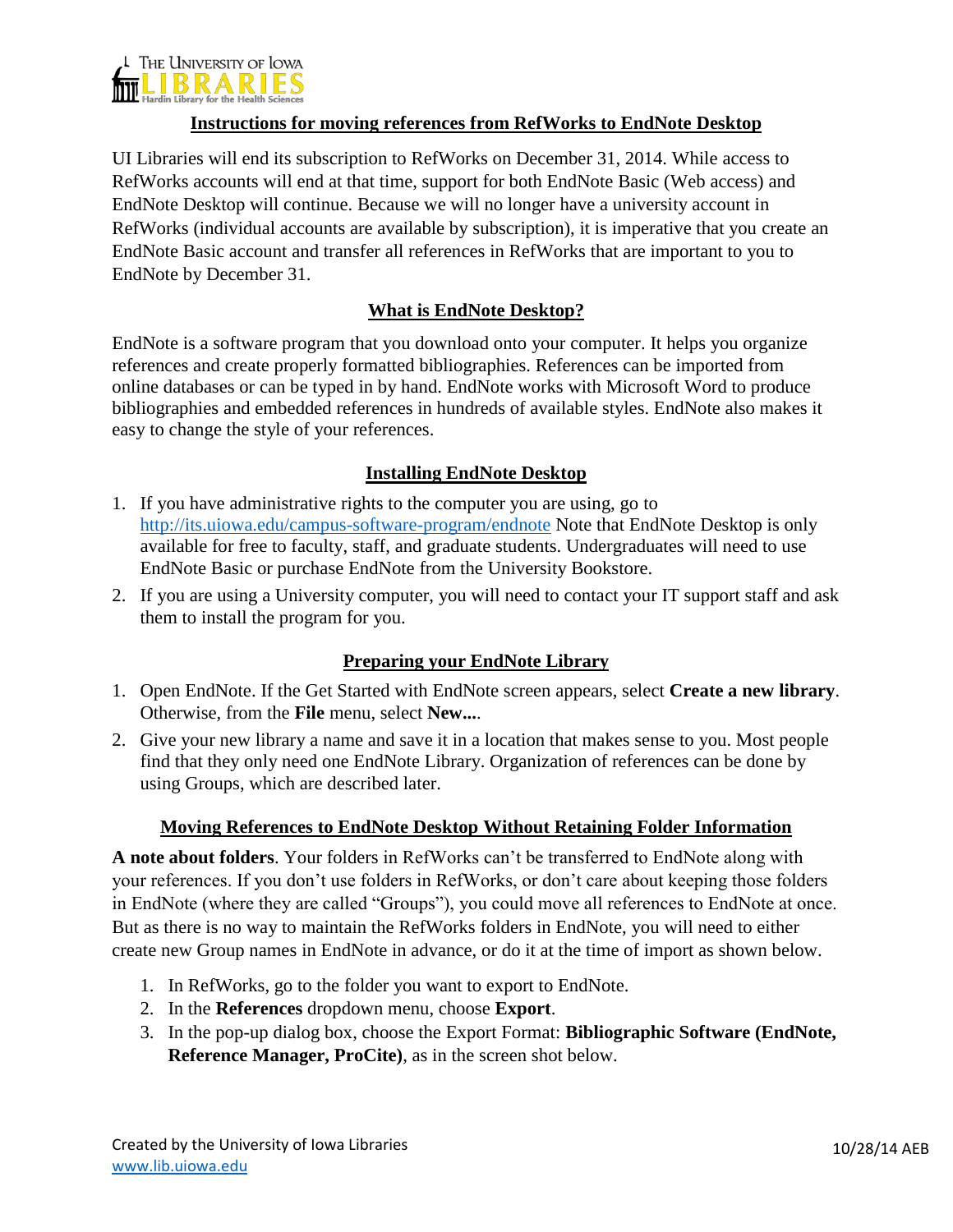## Instructions for moving references from RefWorks to EndNote Desktop

UI Libraries will end its subscription to RefWorks on December 31, 2014. While access to RefWorks accounts will end at that time, support for both EndNote Basic (Web access) and EndNote Desktop will continue. Because we will no longer have a university account in RefWorks (individual accounts are available by subscription), it is imperative that you create an EndNote Basic account and transfer all references in RefWorks that are important to you to EndNote by December 31.

## What is EndNote Desktop?

EndNote is a software program that you download onto your computer. It helps you organize references and create properly formatted bibliographies. References can be imported from online databases or can be typed in by hand. EndNote works with Microsoft Word to produce bibliographies and embedded references in hundreds of available styles. EndNote also makes it easy to change the style of your references.

## Installing EndNote Desktop

1. If you have administrative rights to the computer you are using, go to http://its.uiowa.edu/campus-software-program/endnote Note that EndNote Desktop is only available for free to faculty, staff, and graduate students. Undergraduates will need to use EndNote Basic or purchase EndNote from the University Bookstore.
2. If you are using a University computer, you will need to contact your IT support staff and ask them to install the program for you.

## Preparing your EndNote Library

1. Open EndNote. If the Get Started with EndNote screen appears, select **Create a new library**. Otherwise, from the **File** menu, select **New...**.
2. Give your new library a name and save it in a location that makes sense to you. Most people find that they only need one EndNote Library. Organization of references can be done by using Groups, which are described later.

## Moving References to EndNote Desktop Without Retaining Folder Information

**A note about folders**. Your folders in RefWorks can't be transferred to EndNote along with your references. If you don't use folders in RefWorks, or don't care about keeping those folders in EndNote (where they are called "Groups"), you could move all references to EndNote at once. But as there is no way to maintain the RefWorks folders in EndNote, you will need to either create new Group names in EndNote in advance, or do it at the time of import as shown below.

1. In RefWorks, go to the folder you want to export to EndNote.
2. In the **References** dropdown menu, choose **Export**.
3. In the pop-up dialog box, choose the Export Format: **Bibliographic Software (EndNote, Reference Manager, ProCite)**, as in the screen shot below.

Created by the University of Iowa Libraries
www.lib.uiowa.edu

10/28/14 AEB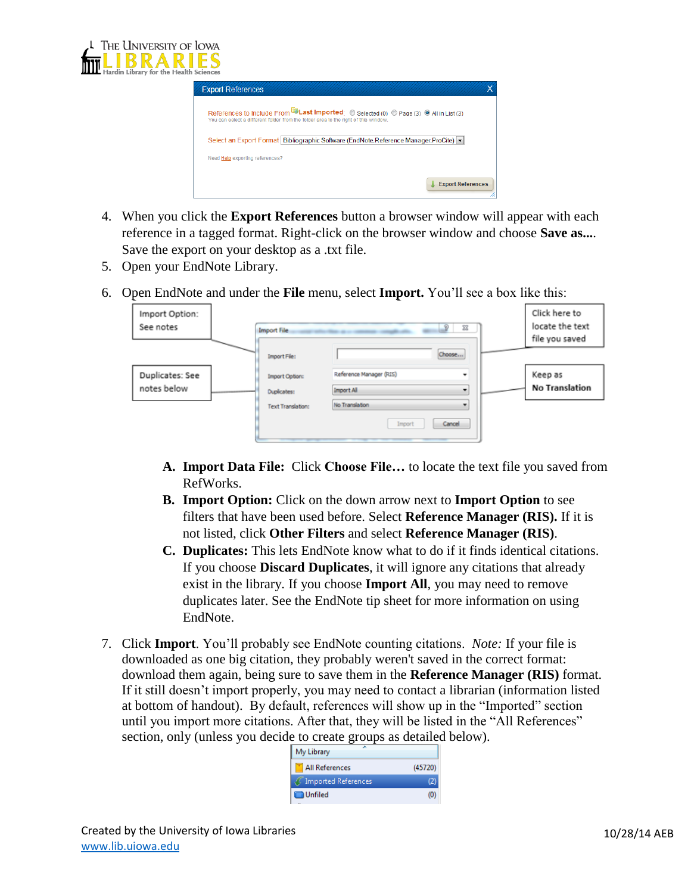4. When you click the **Export References** button a browser window will appear with each reference in a tagged format. Right-click on the browser window and choose **Save as...**. Save the export on your desktop as a .txt file.
5. Open your EndNote Library.
6. Open EndNote and under the **File** menu, select **Import.** You'll see a box like this:

   A. **Import Data File:** Click **Choose File…** to locate the text file you saved from RefWorks.

   B. **Import Option:** Click on the down arrow next to **Import Option** to see filters that have been used before. Select **Reference Manager (RIS).** If it is not listed, click **Other Filters** and select **Reference Manager (RIS)**.

   C. **Duplicates:** This lets EndNote know what to do if it finds identical citations. If you choose **Discard Duplicates**, it will ignore any citations that already exist in the library. If you choose **Import All**, you may need to remove duplicates later. See the EndNote tip sheet for more information on using EndNote.

7. Click **Import**. You'll probably see EndNote counting citations. *Note:* If your file is downloaded as one big citation, they probably weren't saved in the correct format: download them again, being sure to save them in the **Reference Manager (RIS)** format. If it still doesn't import properly, you may need to contact a librarian (information listed at bottom of handout). By default, references will show up in the "Imported" section until you import more citations. After that, they will be listed in the "All References" section, only (unless you decide to create groups as detailed below).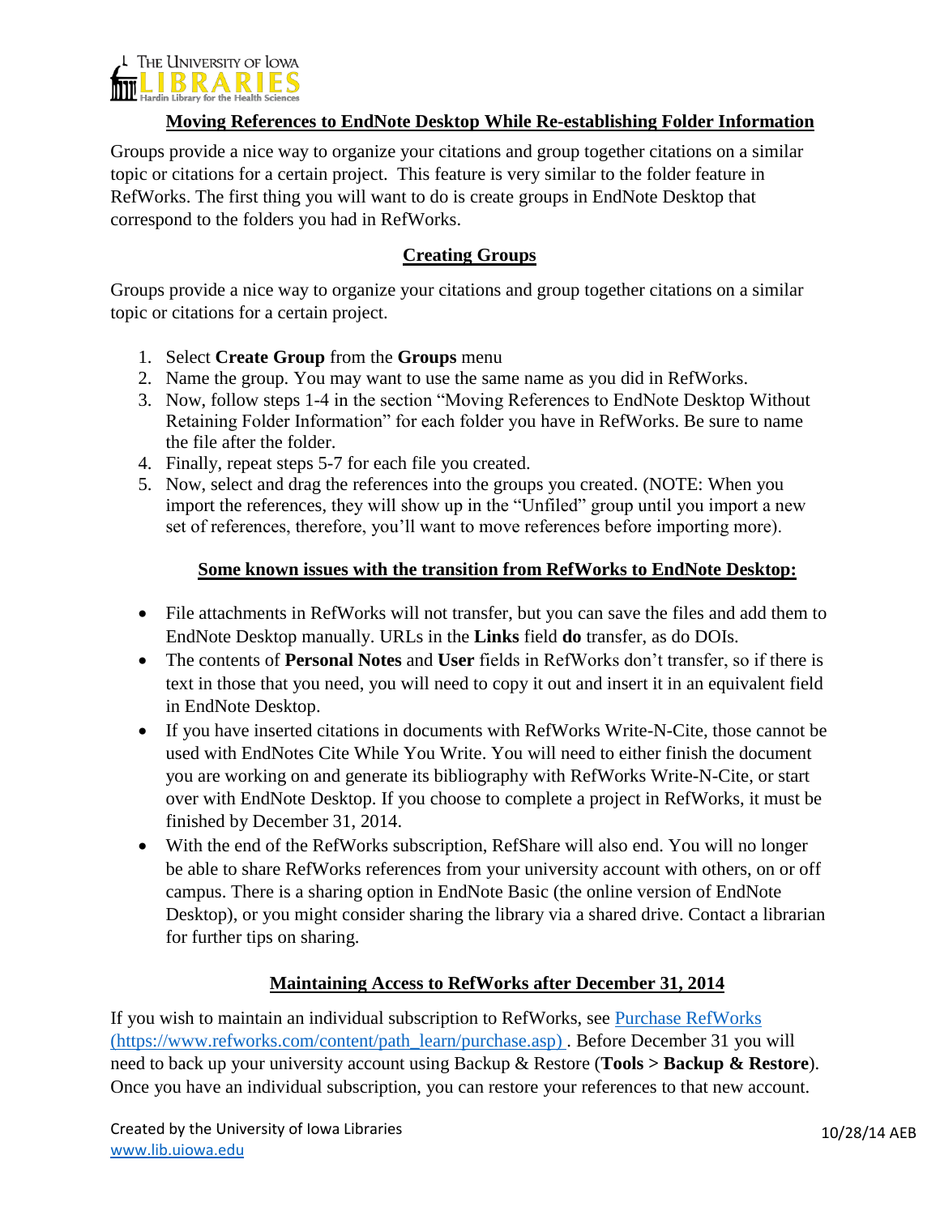## Moving References to EndNote Desktop While Re-establishing Folder Information

Groups provide a nice way to organize your citations and group together citations on a similar topic or citations for a certain project. This feature is very similar to the folder feature in RefWorks. The first thing you will want to do is create groups in EndNote Desktop that correspond to the folders you had in RefWorks.

### Creating Groups

Groups provide a nice way to organize your citations and group together citations on a similar topic or citations for a certain project.

1. Select **Create Group** from the **Groups** menu
2. Name the group. You may want to use the same name as you did in RefWorks.
3. Now, follow steps 1-4 in the section "Moving References to EndNote Desktop Without Retaining Folder Information" for each folder you have in RefWorks. Be sure to name the file after the folder.
4. Finally, repeat steps 5-7 for each file you created.
5. Now, select and drag the references into the groups you created. (NOTE: When you import the references, they will show up in the "Unfiled" group until you import a new set of references, therefore, you'll want to move references before importing more).

### Some known issues with the transition from RefWorks to EndNote Desktop:

- File attachments in RefWorks will not transfer, but you can save the files and add them to EndNote Desktop manually. URLs in the **Links** field **do** transfer, as do DOIs.
- The contents of **Personal Notes** and **User** fields in RefWorks don't transfer, so if there is text in those that you need, you will need to copy it out and insert it in an equivalent field in EndNote Desktop.
- If you have inserted citations in documents with RefWorks Write-N-Cite, those cannot be used with EndNotes Cite While You Write. You will need to either finish the document you are working on and generate its bibliography with RefWorks Write-N-Cite, or start over with EndNote Desktop. If you choose to complete a project in RefWorks, it must be finished by December 31, 2014.
- With the end of the RefWorks subscription, RefShare will also end. You will no longer be able to share RefWorks references from your university account with others, on or off campus. There is a sharing option in EndNote Basic (the online version of EndNote Desktop), or you might consider sharing the library via a shared drive. Contact a librarian for further tips on sharing.

### Maintaining Access to RefWorks after December 31, 2014

If you wish to maintain an individual subscription to RefWorks, see [Purchase RefWorks (https://www.refworks.com/content/path_learn/purchase.asp)](https://www.refworks.com/content/path_learn/purchase.asp) . Before December 31 you will need to back up your university account using Backup & Restore (**Tools > Backup & Restore**). Once you have an individual subscription, you can restore your references to that new account.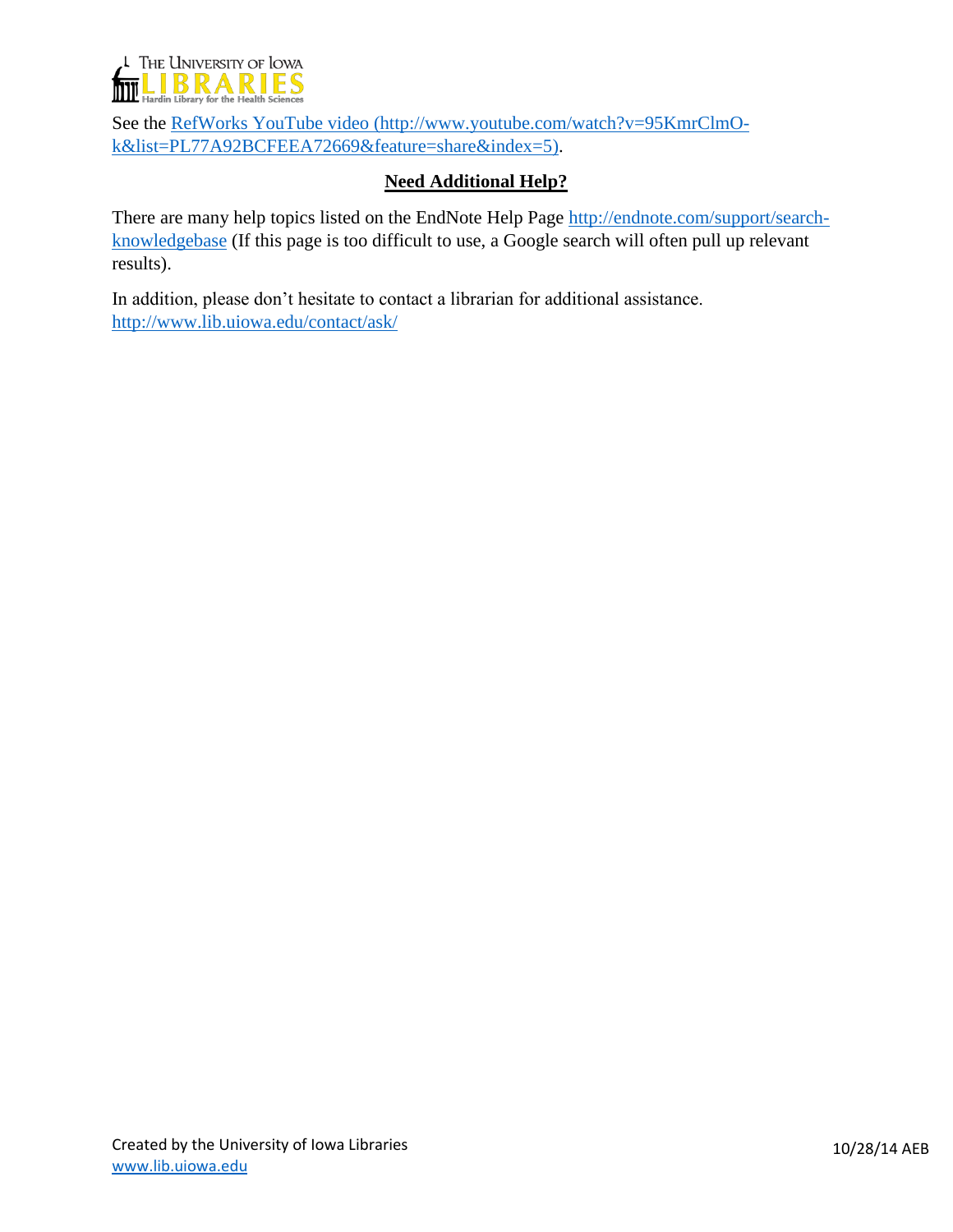See the [RefWorks YouTube video (http://www.youtube.com/watch?v=95KmrClmO-k&list=PL77A92BCFEEA72669&feature=share&index=5)](http://www.youtube.com/watch?v=95KmrClmO-k&list=PL77A92BCFEEA72669&feature=share&index=5).

## Need Additional Help?

There are many help topics listed on the EndNote Help Page [http://endnote.com/support/search-knowledgebase](http://endnote.com/support/search-knowledgebase) (If this page is too difficult to use, a Google search will often pull up relevant results).

In addition, please don't hesitate to contact a librarian for additional assistance. [http://www.lib.uiowa.edu/contact/ask/](http://www.lib.uiowa.edu/contact/ask/)